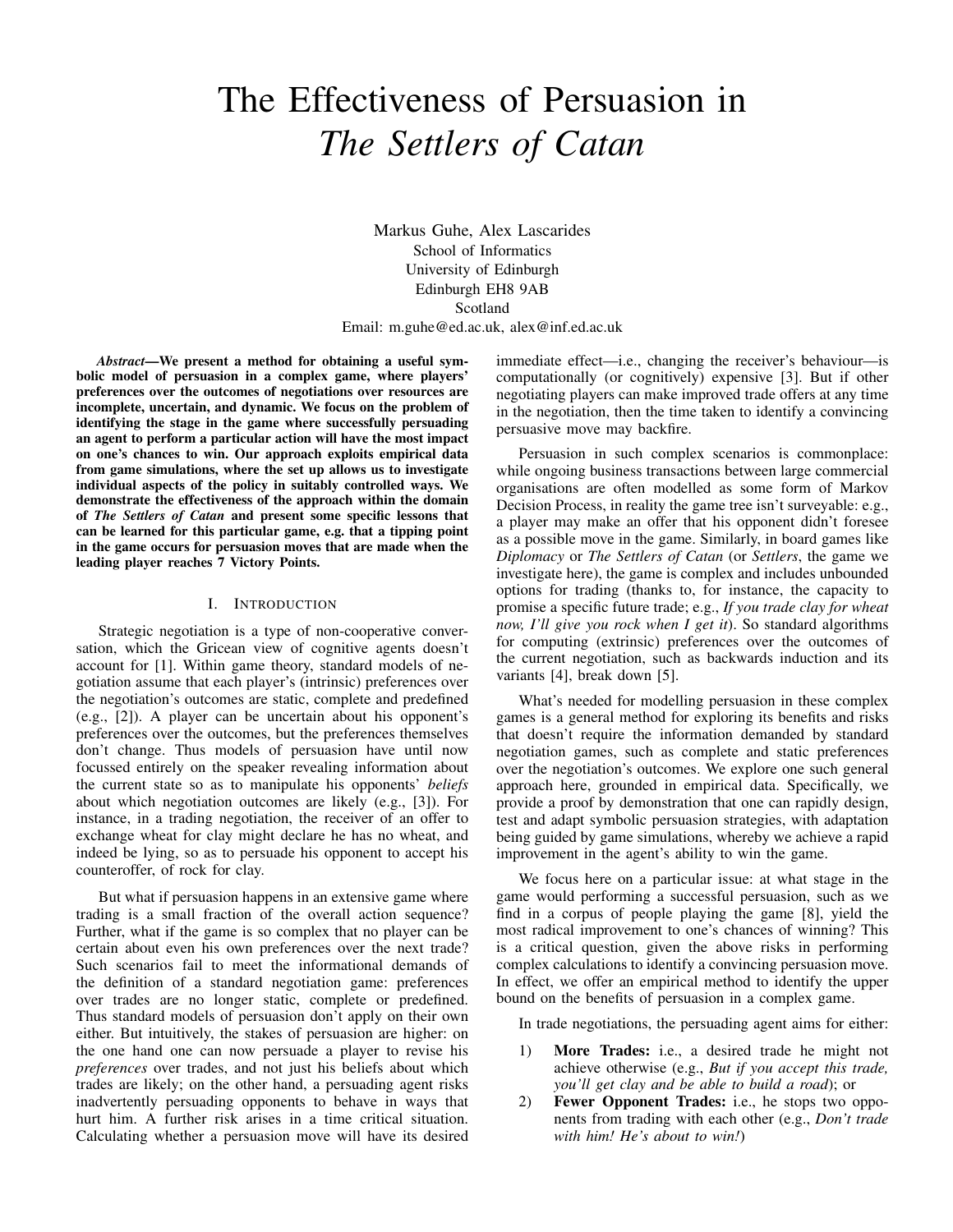# The Effectiveness of Persuasion in *The Settlers of Catan*

Markus Guhe, Alex Lascarides
School of Informatics
University of Edinburgh
Edinburgh EH8 9AB
Scotland
Email: m.guhe@ed.ac.uk, alex@inf.ed.ac.uk

***Abstract*—We present a method for obtaining a useful symbolic model of persuasion in a complex game, where players' preferences over the outcomes of negotiations over resources are incomplete, uncertain, and dynamic. We focus on the problem of identifying the stage in the game where successfully persuading an agent to perform a particular action will have the most impact on one's chances to win. Our approach exploits empirical data from game simulations, where the set up allows us to investigate individual aspects of the policy in suitably controlled ways. We demonstrate the effectiveness of the approach within the domain of *The Settlers of Catan* and present some specific lessons that can be learned for this particular game, e.g. that a tipping point in the game occurs for persuasion moves that are made when the leading player reaches 7 Victory Points.**

## I. Introduction

Strategic negotiation is a type of non-cooperative conversation, which the Gricean view of cognitive agents doesn't account for [1]. Within game theory, standard models of negotiation assume that each player's (intrinsic) preferences over the negotiation's outcomes are static, complete and predefined (e.g., [2]). A player can be uncertain about his opponent's preferences over the outcomes, but the preferences themselves don't change. Thus models of persuasion have until now focussed entirely on the speaker revealing information about the current state so as to manipulate his opponents' *beliefs* about which negotiation outcomes are likely (e.g., [3]). For instance, in a trading negotiation, the receiver of an offer to exchange wheat for clay might declare he has no wheat, and indeed be lying, so as to persuade his opponent to accept his counteroffer, of rock for clay.

But what if persuasion happens in an extensive game where trading is a small fraction of the overall action sequence? Further, what if the game is so complex that no player can be certain about even his own preferences over the next trade? Such scenarios fail to meet the informational demands of the definition of a standard negotiation game: preferences over trades are no longer static, complete or predefined. Thus standard models of persuasion don't apply on their own either. But intuitively, the stakes of persuasion are higher: on the one hand one can now persuade a player to revise his *preferences* over trades, and not just his beliefs about which trades are likely; on the other hand, a persuading agent risks inadvertently persuading opponents to behave in ways that hurt him. A further risk arises in a time critical situation. Calculating whether a persuasion move will have its desired immediate effect—i.e., changing the receiver's behaviour—is computationally (or cognitively) expensive [3]. But if other negotiating players can make improved trade offers at any time in the negotiation, then the time taken to identify a convincing persuasive move may backfire.

Persuasion in such complex scenarios is commonplace: while ongoing business transactions between large commercial organisations are often modelled as some form of Markov Decision Process, in reality the game tree isn't surveyable: e.g., a player may make an offer that his opponent didn't foresee as a possible move in the game. Similarly, in board games like *Diplomacy* or *The Settlers of Catan* (or *Settlers*, the game we investigate here), the game is complex and includes unbounded options for trading (thanks to, for instance, the capacity to promise a specific future trade; e.g., *If you trade clay for wheat now, I'll give you rock when I get it*). So standard algorithms for computing (extrinsic) preferences over the outcomes of the current negotiation, such as backwards induction and its variants [4], break down [5].

What's needed for modelling persuasion in these complex games is a general method for exploring its benefits and risks that doesn't require the information demanded by standard negotiation games, such as complete and static preferences over the negotiation's outcomes. We explore one such general approach here, grounded in empirical data. Specifically, we provide a proof by demonstration that one can rapidly design, test and adapt symbolic persuasion strategies, with adaptation being guided by game simulations, whereby we achieve a rapid improvement in the agent's ability to win the game.

We focus here on a particular issue: at what stage in the game would performing a successful persuasion, such as we find in a corpus of people playing the game [8], yield the most radical improvement to one's chances of winning? This is a critical question, given the above risks in performing complex calculations to identify a convincing persuasion move. In effect, we offer an empirical method to identify the upper bound on the benefits of persuasion in a complex game.

In trade negotiations, the persuading agent aims for either:

1) **More Trades:** i.e., a desired trade he might not achieve otherwise (e.g., *But if you accept this trade, you'll get clay and be able to build a road*); or
2) **Fewer Opponent Trades:** i.e., he stops two opponents from trading with each other (e.g., *Don't trade with him! He's about to win!*)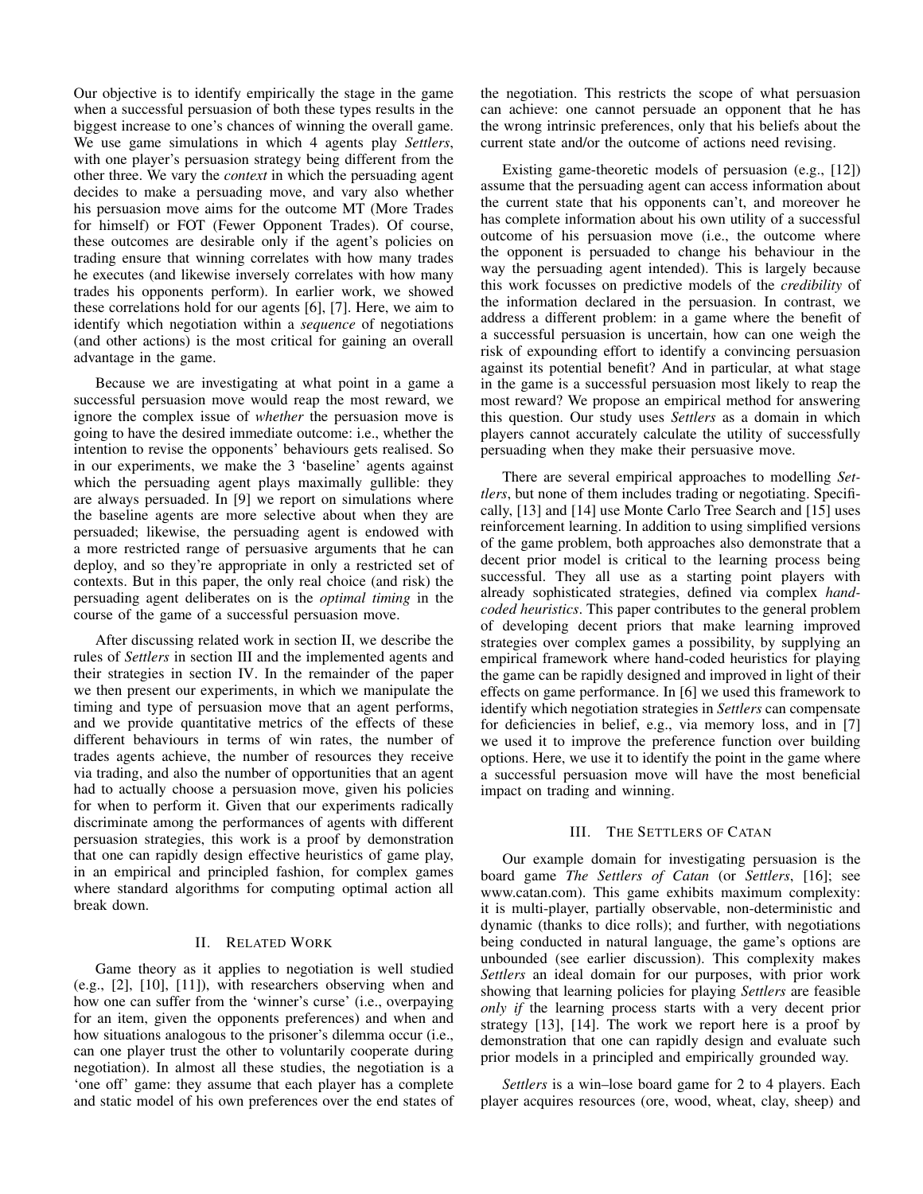Our objective is to identify empirically the stage in the game when a successful persuasion of both these types results in the biggest increase to one's chances of winning the overall game. We use game simulations in which 4 agents play *Settlers*, with one player's persuasion strategy being different from the other three. We vary the *context* in which the persuading agent decides to make a persuading move, and vary also whether his persuasion move aims for the outcome MT (More Trades for himself) or FOT (Fewer Opponent Trades). Of course, these outcomes are desirable only if the agent's policies on trading ensure that winning correlates with how many trades he executes (and likewise inversely correlates with how many trades his opponents perform). In earlier work, we showed these correlations hold for our agents [6], [7]. Here, we aim to identify which negotiation within a *sequence* of negotiations (and other actions) is the most critical for gaining an overall advantage in the game.

Because we are investigating at what point in a game a successful persuasion move would reap the most reward, we ignore the complex issue of *whether* the persuasion move is going to have the desired immediate outcome: i.e., whether the intention to revise the opponents' behaviours gets realised. So in our experiments, we make the 3 'baseline' agents against which the persuading agent plays maximally gullible: they are always persuaded. In [9] we report on simulations where the baseline agents are more selective about when they are persuaded; likewise, the persuading agent is endowed with a more restricted range of persuasive arguments that he can deploy, and so they're appropriate in only a restricted set of contexts. But in this paper, the only real choice (and risk) the persuading agent deliberates on is the *optimal timing* in the course of the game of a successful persuasion move.

After discussing related work in section II, we describe the rules of *Settlers* in section III and the implemented agents and their strategies in section IV. In the remainder of the paper we then present our experiments, in which we manipulate the timing and type of persuasion move that an agent performs, and we provide quantitative metrics of the effects of these different behaviours in terms of win rates, the number of trades agents achieve, the number of resources they receive via trading, and also the number of opportunities that an agent had to actually choose a persuasion move, given his policies for when to perform it. Given that our experiments radically discriminate among the performances of agents with different persuasion strategies, this work is a proof by demonstration that one can rapidly design effective heuristics of game play, in an empirical and principled fashion, for complex games where standard algorithms for computing optimal action all break down.

## II. Related Work

Game theory as it applies to negotiation is well studied (e.g., [2], [10], [11]), with researchers observing when and how one can suffer from the 'winner's curse' (i.e., overpaying for an item, given the opponents preferences) and when and how situations analogous to the prisoner's dilemma occur (i.e., can one player trust the other to voluntarily cooperate during negotiation). In almost all these studies, the negotiation is a 'one off' game: they assume that each player has a complete and static model of his own preferences over the end states of the negotiation. This restricts the scope of what persuasion can achieve: one cannot persuade an opponent that he has the wrong intrinsic preferences, only that his beliefs about the current state and/or the outcome of actions need revising.

Existing game-theoretic models of persuasion (e.g., [12]) assume that the persuading agent can access information about the current state that his opponents can't, and moreover he has complete information about his own utility of a successful outcome of his persuasion move (i.e., the outcome where the opponent is persuaded to change his behaviour in the way the persuading agent intended). This is largely because this work focusses on predictive models of the *credibility* of the information declared in the persuasion. In contrast, we address a different problem: in a game where the benefit of a successful persuasion is uncertain, how can one weigh the risk of expounding effort to identify a convincing persuasion against its potential benefit? And in particular, at what stage in the game is a successful persuasion most likely to reap the most reward? We propose an empirical method for answering this question. Our study uses *Settlers* as a domain in which players cannot accurately calculate the utility of successfully persuading when they make their persuasive move.

There are several empirical approaches to modelling *Settlers*, but none of them includes trading or negotiating. Specifically, [13] and [14] use Monte Carlo Tree Search and [15] uses reinforcement learning. In addition to using simplified versions of the game problem, both approaches also demonstrate that a decent prior model is critical to the learning process being successful. They all use as a starting point players with already sophisticated strategies, defined via complex *hand-coded heuristics*. This paper contributes to the general problem of developing decent priors that make learning improved strategies over complex games a possibility, by supplying an empirical framework where hand-coded heuristics for playing the game can be rapidly designed and improved in light of their effects on game performance. In [6] we used this framework to identify which negotiation strategies in *Settlers* can compensate for deficiencies in belief, e.g., via memory loss, and in [7] we used it to improve the preference function over building options. Here, we use it to identify the point in the game where a successful persuasion move will have the most beneficial impact on trading and winning.

## III. The Settlers of Catan

Our example domain for investigating persuasion is the board game *The Settlers of Catan* (or *Settlers*, [16]; see www.catan.com). This game exhibits maximum complexity: it is multi-player, partially observable, non-deterministic and dynamic (thanks to dice rolls); and further, with negotiations being conducted in natural language, the game's options are unbounded (see earlier discussion). This complexity makes *Settlers* an ideal domain for our purposes, with prior work showing that learning policies for playing *Settlers* are feasible *only if* the learning process starts with a very decent prior strategy [13], [14]. The work we report here is a proof by demonstration that one can rapidly design and evaluate such prior models in a principled and empirically grounded way.

*Settlers* is a win–lose board game for 2 to 4 players. Each player acquires resources (ore, wood, wheat, clay, sheep) and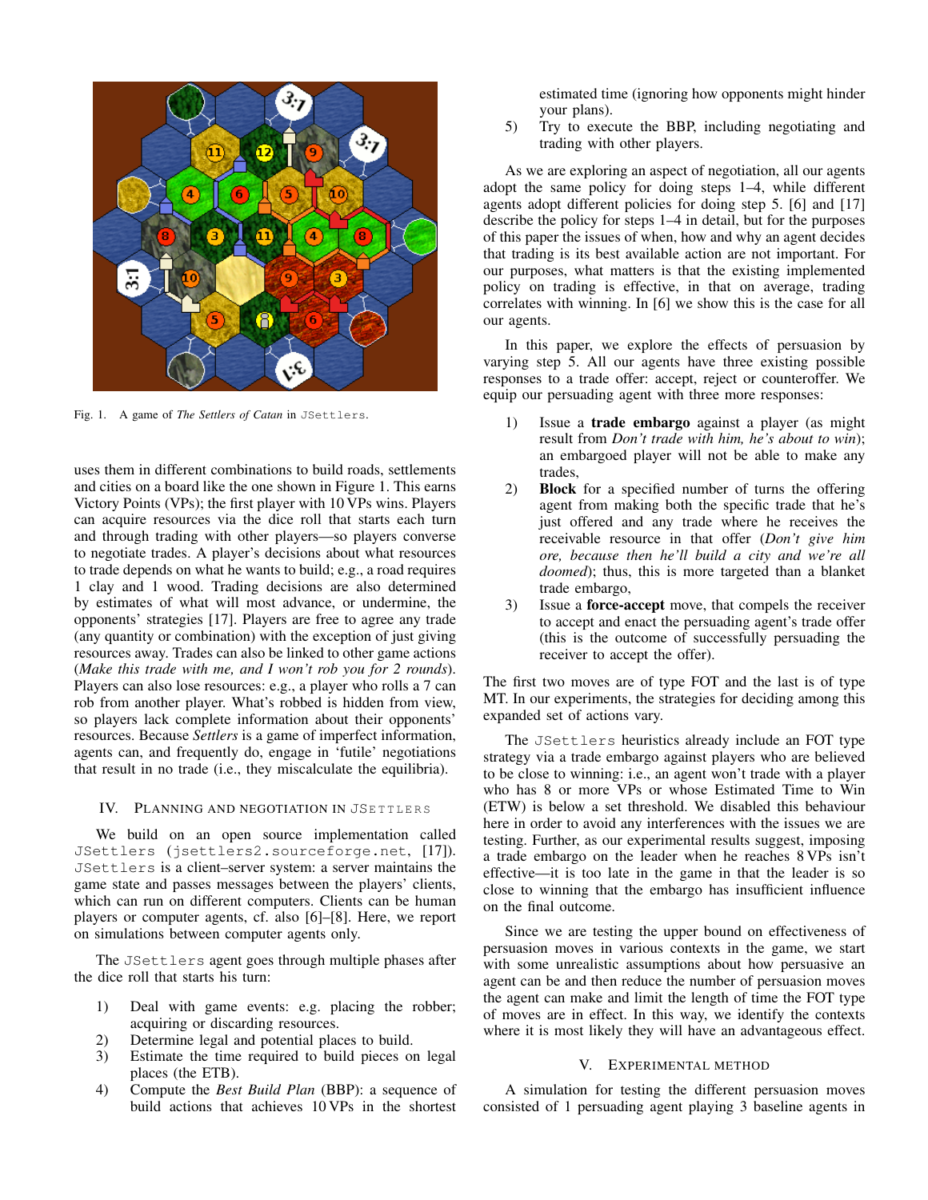Fig. 1. A game of *The Settlers of Catan* in JSettlers.

uses them in different combinations to build roads, settlements and cities on a board like the one shown in Figure 1. This earns Victory Points (VPs); the first player with 10 VPs wins. Players can acquire resources via the dice roll that starts each turn and through trading with other players—so players converse to negotiate trades. A player's decisions about what resources to trade depends on what he wants to build; e.g., a road requires 1 clay and 1 wood. Trading decisions are also determined by estimates of what will most advance, or undermine, the opponents' strategies [17]. Players are free to agree any trade (any quantity or combination) with the exception of just giving resources away. Trades can also be linked to other game actions (*Make this trade with me, and I won't rob you for 2 rounds*). Players can also lose resources: e.g., a player who rolls a 7 can rob from another player. What's robbed is hidden from view, so players lack complete information about their opponents' resources. Because *Settlers* is a game of imperfect information, agents can, and frequently do, engage in 'futile' negotiations that result in no trade (i.e., they miscalculate the equilibria).

## IV. Planning and Negotiation in JSettlers

We build on an open source implementation called JSettlers (jsettlers2.sourceforge.net, [17]). JSettlers is a client–server system: a server maintains the game state and passes messages between the players' clients, which can run on different computers. Clients can be human players or computer agents, cf. also [6]–[8]. Here, we report on simulations between computer agents only.

The JSettlers agent goes through multiple phases after the dice roll that starts his turn:

1) Deal with game events: e.g. placing the robber; acquiring or discarding resources.
2) Determine legal and potential places to build.
3) Estimate the time required to build pieces on legal places (the ETB).
4) Compute the *Best Build Plan* (BBP): a sequence of build actions that achieves 10 VPs in the shortest estimated time (ignoring how opponents might hinder your plans).
5) Try to execute the BBP, including negotiating and trading with other players.

As we are exploring an aspect of negotiation, all our agents adopt the same policy for doing steps 1–4, while different agents adopt different policies for doing step 5. [6] and [17] describe the policy for steps 1–4 in detail, but for the purposes of this paper the issues of when, how and why an agent decides that trading is its best available action are not important. For our purposes, what matters is that the existing implemented policy on trading is effective, in that on average, trading correlates with winning. In [6] we show this is the case for all our agents.

In this paper, we explore the effects of persuasion by varying step 5. All our agents have three existing possible responses to a trade offer: accept, reject or counteroffer. We equip our persuading agent with three more responses:

1) Issue a **trade embargo** against a player (as might result from *Don't trade with him, he's about to win*); an embargoed player will not be able to make any trades,
2) **Block** for a specified number of turns the offering agent from making both the specific trade that he's just offered and any trade where he receives the receivable resource in that offer (*Don't give him ore, because then he'll build a city and we're all doomed*); thus, this is more targeted than a blanket trade embargo,
3) Issue a **force-accept** move, that compels the receiver to accept and enact the persuading agent's trade offer (this is the outcome of successfully persuading the receiver to accept the offer).

The first two moves are of type FOT and the last is of type MT. In our experiments, the strategies for deciding among this expanded set of actions vary.

The JSettlers heuristics already include an FOT type strategy via a trade embargo against players who are believed to be close to winning: i.e., an agent won't trade with a player who has 8 or more VPs or whose Estimated Time to Win (ETW) is below a set threshold. We disabled this behaviour here in order to avoid any interferences with the issues we are testing. Further, as our experimental results suggest, imposing a trade embargo on the leader when he reaches 8 VPs isn't effective—it is too late in the game in that the leader is so close to winning that the embargo has insufficient influence on the final outcome.

Since we are testing the upper bound on effectiveness of persuasion moves in various contexts in the game, we start with some unrealistic assumptions about how persuasive an agent can be and then reduce the number of persuasion moves the agent can make and limit the length of time the FOT type of moves are in effect. In this way, we identify the contexts where it is most likely they will have an advantageous effect.

## V. Experimental Method

A simulation for testing the different persuasion moves consisted of 1 persuading agent playing 3 baseline agents in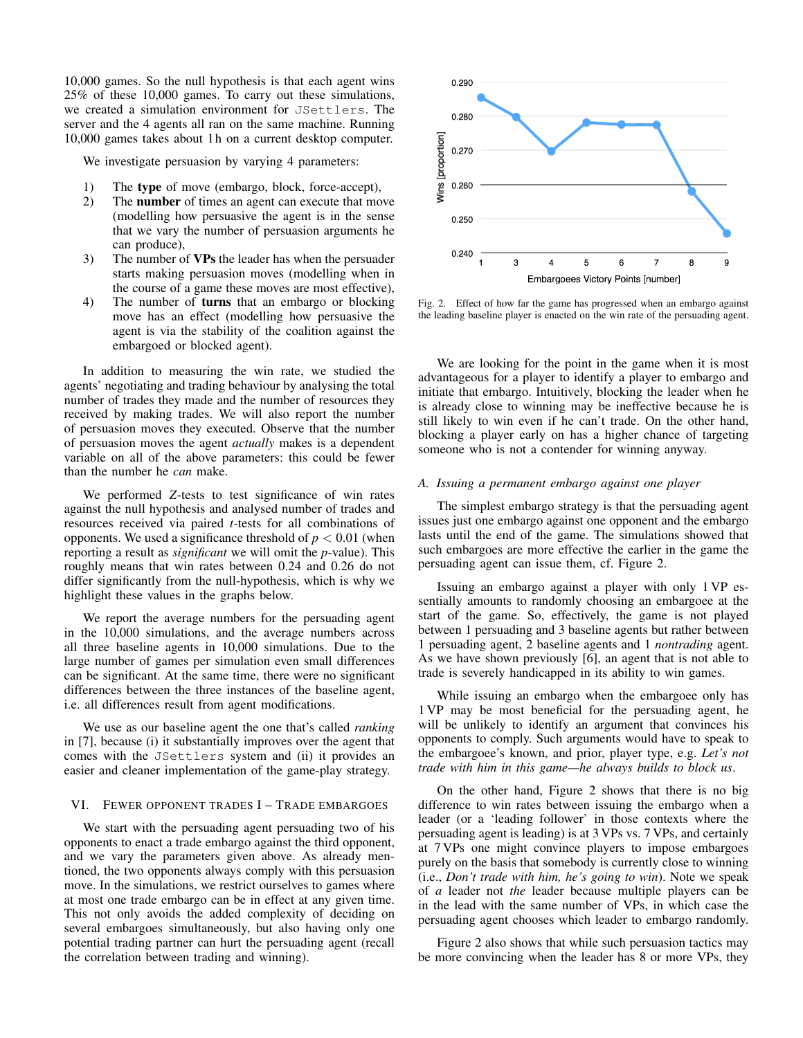10,000 games. So the null hypothesis is that each agent wins 25% of these 10,000 games. To carry out these simulations, we created a simulation environment for `JSettlers`. The server and the 4 agents all ran on the same machine. Running 10,000 games takes about 1 h on a current desktop computer.

We investigate persuasion by varying 4 parameters:

1) The **type** of move (embargo, block, force-accept),
2) The **number** of times an agent can execute that move (modelling how persuasive the agent is in the sense that we vary the number of persuasion arguments he can produce),
3) The number of **VPs** the leader has when the persuader starts making persuasion moves (modelling when in the course of a game these moves are most effective),
4) The number of **turns** that an embargo or blocking move has an effect (modelling how persuasive the agent is via the stability of the coalition against the embargoed or blocked agent).

In addition to measuring the win rate, we studied the agents' negotiating and trading behaviour by analysing the total number of trades they made and the number of resources they received by making trades. We will also report the number of persuasion moves they executed. Observe that the number of persuasion moves the agent *actually* makes is a dependent variable on all of the above parameters: this could be fewer than the number he *can* make.

We performed $Z$-tests to test significance of win rates against the null hypothesis and analysed number of trades and resources received via paired $t$-tests for all combinations of opponents. We used a significance threshold of $p < 0.01$ (when reporting a result as *significant* we will omit the $p$-value). This roughly means that win rates between 0.24 and 0.26 do not differ significantly from the null-hypothesis, which is why we highlight these values in the graphs below.

We report the average numbers for the persuading agent in the 10,000 simulations, and the average numbers across all three baseline agents in 10,000 simulations. Due to the large number of games per simulation even small differences can be significant. At the same time, there were no significant differences between the three instances of the baseline agent, i.e. all differences result from agent modifications.

We use as our baseline agent the one that's called *ranking* in [7], because (i) it substantially improves over the agent that comes with the `JSettlers` system and (ii) it provides an easier and cleaner implementation of the game-play strategy.

## VI. Fewer Opponent Trades I – Trade Embargoes

We start with the persuading agent persuading two of his opponents to enact a trade embargo against the third opponent, and we vary the parameters given above. As already mentioned, the two opponents always comply with this persuasion move. In the simulations, we restrict ourselves to games where at most one trade embargo can be in effect at any given time. This not only avoids the added complexity of deciding on several embargoes simultaneously, but also having only one potential trading partner can hurt the persuading agent (recall the correlation between trading and winning).

0.290
0.280
0.270
0.260
0.250
0.240
Wins [proportion]
1
3
4
5
6
7
8
9
Embargoees Victory Points [number]

Fig. 2. Effect of how far the game has progressed when an embargo against the leading baseline player is enacted on the win rate of the persuading agent.

We are looking for the point in the game when it is most advantageous for a player to identify a player to embargo and initiate that embargo. Intuitively, blocking the leader when he is already close to winning may be ineffective because he is still likely to win even if he can't trade. On the other hand, blocking a player early on has a higher chance of targeting someone who is not a contender for winning anyway.

### A. Issuing a permanent embargo against one player

The simplest embargo strategy is that the persuading agent issues just one embargo against one opponent and the embargo lasts until the end of the game. The simulations showed that such embargoes are more effective the earlier in the game the persuading agent can issue them, cf. Figure 2.

Issuing an embargo against a player with only 1 VP essentially amounts to randomly choosing an embargoee at the start of the game. So, effectively, the game is not played between 1 persuading and 3 baseline agents but rather between 1 persuading agent, 2 baseline agents and 1 *nontrading* agent. As we have shown previously [6], an agent that is not able to trade is severely handicapped in its ability to win games.

While issuing an embargo when the embargoee only has 1 VP may be most beneficial for the persuading agent, he will be unlikely to identify an argument that convinces his opponents to comply. Such arguments would have to speak to the embargoee's known, and prior, player type, e.g. *Let's not trade with him in this game—he always builds to block us*.

On the other hand, Figure 2 shows that there is no big difference to win rates between issuing the embargo when a leader (or a 'leading follower' in those contexts where the persuading agent is leading) is at 3 VPs vs. 7 VPs, and certainly at 7 VPs one might convince players to impose embargoes purely on the basis that somebody is currently close to winning (i.e., *Don't trade with him, he's going to win*). Note we speak of *a* leader not *the* leader because multiple players can be in the lead with the same number of VPs, in which case the persuading agent chooses which leader to embargo randomly.

Figure 2 also shows that while such persuasion tactics may be more convincing when the leader has 8 or more VPs, they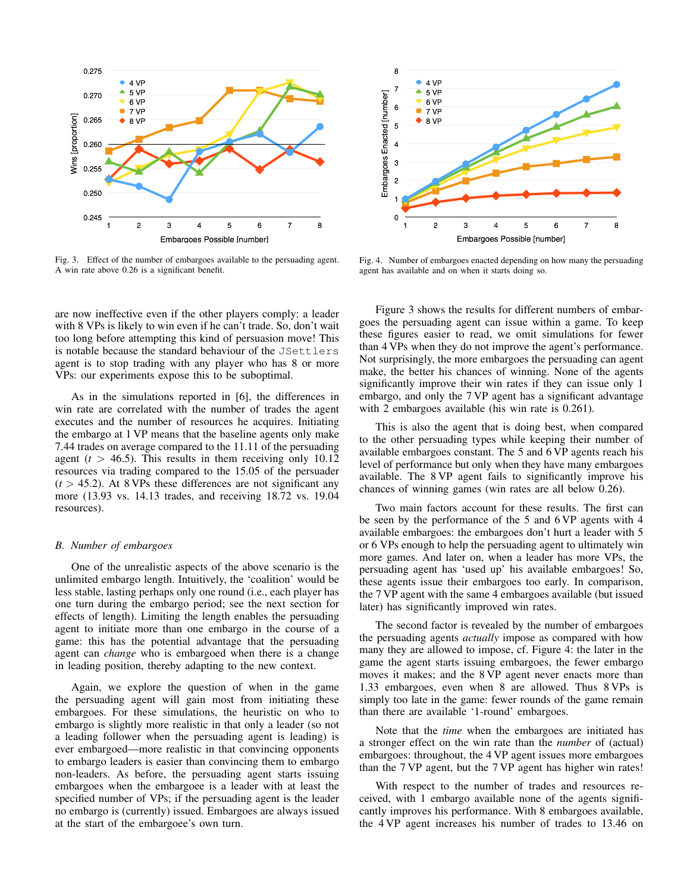Fig. 3. Effect of the number of embargoes available to the persuading agent. A win rate above 0.26 is a significant benefit.

Fig. 4. Number of embargoes enacted depending on how many the persuading agent has available and on when it starts doing so.

are now ineffective even if the other players comply: a leader with 8 VPs is likely to win even if he can't trade. So, don't wait too long before attempting this kind of persuasion move! This is notable because the standard behaviour of the `JSettlers` agent is to stop trading with any player who has 8 or more VPs: our experiments expose this to be suboptimal.

As in the simulations reported in [6], the differences in win rate are correlated with the number of trades the agent executes and the number of resources he acquires. Initiating the embargo at 1 VP means that the baseline agents only make 7.44 trades on average compared to the 11.11 of the persuading agent ($t > 46.5$). This results in them receiving only 10.12 resources via trading compared to the 15.05 of the persuader ($t > 45.2$). At 8 VPs these differences are not significant any more (13.93 vs. 14.13 trades, and receiving 18.72 vs. 19.04 resources).

### B. Number of embargoes

One of the unrealistic aspects of the above scenario is the unlimited embargo length. Intuitively, the 'coalition' would be less stable, lasting perhaps only one round (i.e., each player has one turn during the embargo period; see the next section for effects of length). Limiting the length enables the persuading agent to initiate more than one embargo in the course of a game: this has the potential advantage that the persuading agent can *change* who is embargoed when there is a change in leading position, thereby adapting to the new context.

Again, we explore the question of when in the game the persuading agent will gain most from initiating these embargoes. For these simulations, the heuristic on who to embargo is slightly more realistic in that only a leader (so not a leading follower when the persuading agent is leading) is ever embargoed—more realistic in that convincing opponents to embargo leaders is easier than convincing them to embargo non-leaders. As before, the persuading agent starts issuing embargoes when the embargoee is a leader with at least the specified number of VPs; if the persuading agent is the leader no embargo is (currently) issued. Embargoes are always issued at the start of the embargoee's own turn.

Figure 3 shows the results for different numbers of embargoes the persuading agent can issue within a game. To keep these figures easier to read, we omit simulations for fewer than 4 VPs when they do not improve the agent's performance. Not surprisingly, the more embargoes the persuading can agent make, the better his chances of winning. None of the agents significantly improve their win rates if they can issue only 1 embargo, and only the 7 VP agent has a significant advantage with 2 embargoes available (his win rate is 0.261).

This is also the agent that is doing best, when compared to the other persuading types while keeping their number of available embargoes constant. The 5 and 6 VP agents reach his level of performance but only when they have many embargoes available. The 8 VP agent fails to significantly improve his chances of winning games (win rates are all below 0.26).

Two main factors account for these results. The first can be seen by the performance of the 5 and 6 VP agents with 4 available embargoes: the embargoes don't hurt a leader with 5 or 6 VPs enough to help the persuading agent to ultimately win more games. And later on, when a leader has more VPs, the persuading agent has 'used up' his available embargoes! So, these agents issue their embargoes too early. In comparison, the 7 VP agent with the same 4 embargoes available (but issued later) has significantly improved win rates.

The second factor is revealed by the number of embargoes the persuading agents *actually* impose as compared with how many they are allowed to impose, cf. Figure 4: the later in the game the agent starts issuing embargoes, the fewer embargo moves it makes; and the 8 VP agent never enacts more than 1.33 embargoes, even when 8 are allowed. Thus 8 VPs is simply too late in the game: fewer rounds of the game remain than there are available '1-round' embargoes.

Note that the *time* when the embargoes are initiated has a stronger effect on the win rate than the *number* of (actual) embargoes: throughout, the 4 VP agent issues more embargoes than the 7 VP agent, but the 7 VP agent has higher win rates!

With respect to the number of trades and resources received, with 1 embargo available none of the agents significantly improves his performance. With 8 embargoes available, the 4 VP agent increases his number of trades to 13.46 on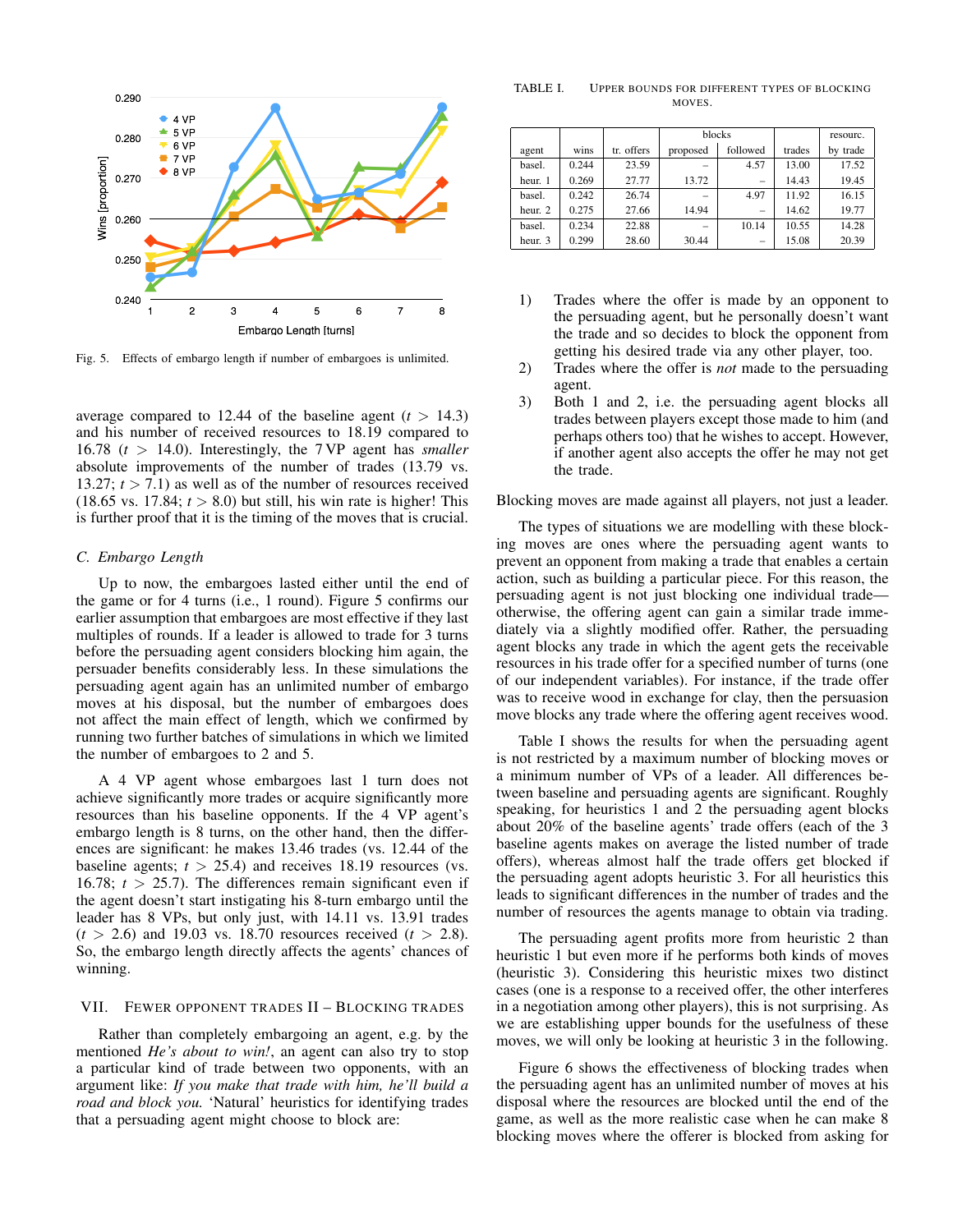Fig. 5. Effects of embargo length if number of embargoes is unlimited.

average compared to 12.44 of the baseline agent ($t > 14.3$) and his number of received resources to 18.19 compared to 16.78 ($t > 14.0$). Interestingly, the 7 VP agent has *smaller* absolute improvements of the number of trades (13.79 vs. 13.27; $t > 7.1$) as well as of the number of resources received (18.65 vs. 17.84; $t > 8.0$) but still, his win rate is higher! This is further proof that it is the timing of the moves that is crucial.

### C. Embargo Length

Up to now, the embargoes lasted either until the end of the game or for 4 turns (i.e., 1 round). Figure 5 confirms our earlier assumption that embargoes are most effective if they last multiples of rounds. If a leader is allowed to trade for 3 turns before the persuading agent considers blocking him again, the persuader benefits considerably less. In these simulations the persuading agent again has an unlimited number of embargo moves at his disposal, but the number of embargoes does not affect the main effect of length, which we confirmed by running two further batches of simulations in which we limited the number of embargoes to 2 and 5.

A 4 VP agent whose embargoes last 1 turn does not achieve significantly more trades or acquire significantly more resources than his baseline opponents. If the 4 VP agent's embargo length is 8 turns, on the other hand, then the differences are significant: he makes 13.46 trades (vs. 12.44 of the baseline agents; $t > 25.4$) and receives 18.19 resources (vs. 16.78; $t > 25.7$). The differences remain significant even if the agent doesn't start instigating his 8-turn embargo until the leader has 8 VPs, but only just, with 14.11 vs. 13.91 trades ($t > 2.6$) and 19.03 vs. 18.70 resources received ($t > 2.8$). So, the embargo length directly affects the agents' chances of winning.

## VII. Fewer Opponent Trades II – Blocking Trades

Rather than completely embargoing an agent, e.g. by the mentioned *He's about to win!*, an agent can also try to stop a particular kind of trade between two opponents, with an argument like: *If you make that trade with him, he'll build a road and block you.* 'Natural' heuristics for identifying trades that a persuading agent might choose to block are:

TABLE I. Upper bounds for different types of blocking moves.

| agent | wins | tr. offers | blocks proposed | blocks followed | trades | resourc. by trade |
|---|---|---|---|---|---|---|
| basel. | 0.244 | 23.59 | – | 4.57 | 13.00 | 17.52 |
| heur. 1 | 0.269 | 27.77 | 13.72 | – | 14.43 | 19.45 |
| basel. | 0.242 | 26.74 | – | 4.97 | 11.92 | 16.15 |
| heur. 2 | 0.275 | 27.66 | 14.94 | – | 14.62 | 19.77 |
| basel. | 0.234 | 22.88 | – | 10.14 | 10.55 | 14.28 |
| heur. 3 | 0.299 | 28.60 | 30.44 | – | 15.08 | 20.39 |

1) Trades where the offer is made by an opponent to the persuading agent, but he personally doesn't want the trade and so decides to block the opponent from getting his desired trade via any other player, too.
2) Trades where the offer is *not* made to the persuading agent.
3) Both 1 and 2, i.e. the persuading agent blocks all trades between players except those made to him (and perhaps others too) that he wishes to accept. However, if another agent also accepts the offer he may not get the trade.

Blocking moves are made against all players, not just a leader.

The types of situations we are modelling with these blocking moves are ones where the persuading agent wants to prevent an opponent from making a trade that enables a certain action, such as building a particular piece. For this reason, the persuading agent is not just blocking one individual trade—otherwise, the offering agent can gain a similar trade immediately via a slightly modified offer. Rather, the persuading agent blocks any trade in which the agent gets the receivable resources in his trade offer for a specified number of turns (one of our independent variables). For instance, if the trade offer was to receive wood in exchange for clay, then the persuasion move blocks any trade where the offering agent receives wood.

Table I shows the results for when the persuading agent is not restricted by a maximum number of blocking moves or a minimum number of VPs of a leader. All differences between baseline and persuading agents are significant. Roughly speaking, for heuristics 1 and 2 the persuading agent blocks about 20% of the baseline agents' trade offers (each of the 3 baseline agents makes on average the listed number of trade offers), whereas almost half the trade offers get blocked if the persuading agent adopts heuristic 3. For all heuristics this leads to significant differences in the number of trades and the number of resources the agents manage to obtain via trading.

The persuading agent profits more from heuristic 2 than heuristic 1 but even more if he performs both kinds of moves (heuristic 3). Considering this heuristic mixes two distinct cases (one is a response to a received offer, the other interferes in a negotiation among other players), this is not surprising. As we are establishing upper bounds for the usefulness of these moves, we will only be looking at heuristic 3 in the following.

Figure 6 shows the effectiveness of blocking trades when the persuading agent has an unlimited number of moves at his disposal where the resources are blocked until the end of the game, as well as the more realistic case when he can make 8 blocking moves where the offerer is blocked from asking for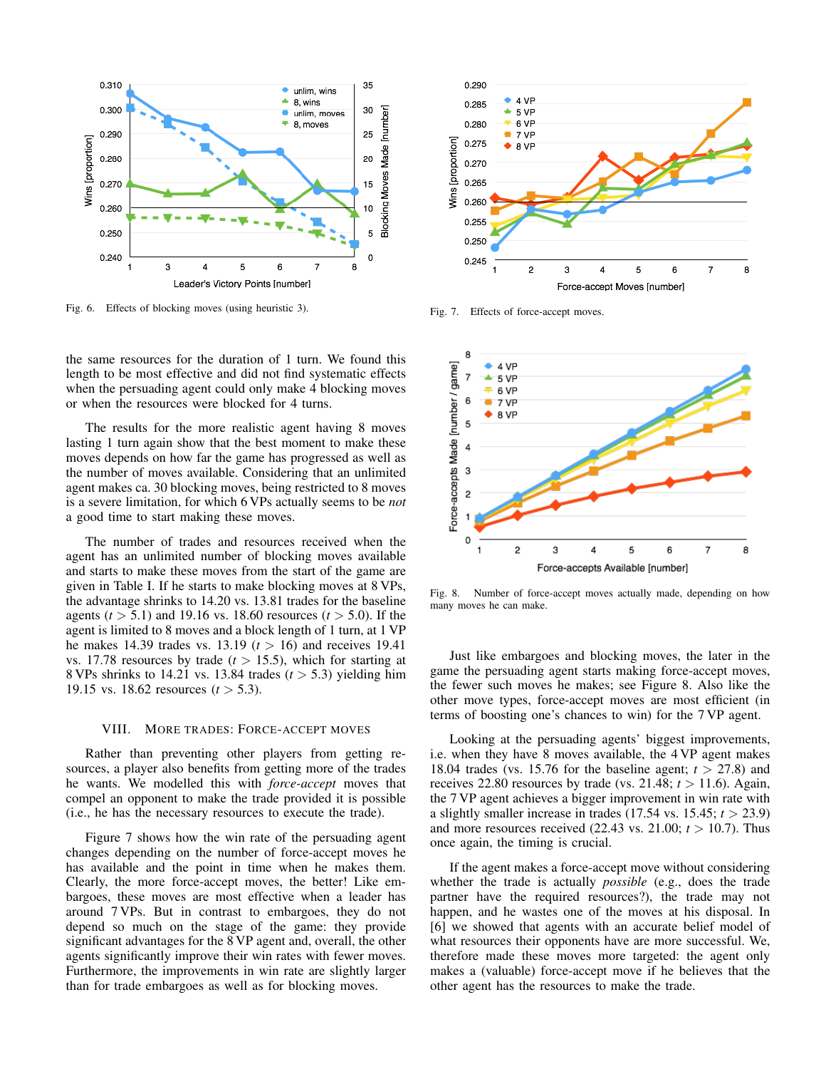Fig. 6. Effects of blocking moves (using heuristic 3).

Fig. 7. Effects of force-accept moves.

the same resources for the duration of 1 turn. We found this length to be most effective and did not find systematic effects when the persuading agent could only make 4 blocking moves or when the resources were blocked for 4 turns.

The results for the more realistic agent having 8 moves lasting 1 turn again show that the best moment to make these moves depends on how far the game has progressed as well as the number of moves available. Considering that an unlimited agent makes ca. 30 blocking moves, being restricted to 8 moves is a severe limitation, for which 6 VPs actually seems to be *not* a good time to start making these moves.

The number of trades and resources received when the agent has an unlimited number of blocking moves available and starts to make these moves from the start of the game are given in Table I. If he starts to make blocking moves at 8 VPs, the advantage shrinks to 14.20 vs. 13.81 trades for the baseline agents ($t > 5.1$) and 19.16 vs. 18.60 resources ($t > 5.0$). If the agent is limited to 8 moves and a block length of 1 turn, at 1 VP he makes 14.39 trades vs. 13.19 ($t > 16$) and receives 19.41 vs. 17.78 resources by trade ($t > 15.5$), which for starting at 8 VPs shrinks to 14.21 vs. 13.84 trades ($t > 5.3$) yielding him 19.15 vs. 18.62 resources ($t > 5.3$).

## VIII. More Trades: Force-Accept Moves

Rather than preventing other players from getting resources, a player also benefits from getting more of the trades he wants. We modelled this with *force-accept* moves that compel an opponent to make the trade provided it is possible (i.e., he has the necessary resources to execute the trade).

Figure 7 shows how the win rate of the persuading agent changes depending on the number of force-accept moves he has available and the point in time when he makes them. Clearly, the more force-accept moves, the better! Like embargoes, these moves are most effective when a leader has around 7 VPs. But in contrast to embargoes, they do not depend so much on the stage of the game: they provide significant advantages for the 8 VP agent and, overall, the other agents significantly improve their win rates with fewer moves. Furthermore, the improvements in win rate are slightly larger than for trade embargoes as well as for blocking moves.

Fig. 8. Number of force-accept moves actually made, depending on how many moves he can make.

Just like embargoes and blocking moves, the later in the game the persuading agent starts making force-accept moves, the fewer such moves he makes; see Figure 8. Also like the other move types, force-accept moves are most efficient (in terms of boosting one's chances to win) for the 7 VP agent.

Looking at the persuading agents' biggest improvements, i.e. when they have 8 moves available, the 4 VP agent makes 18.04 trades (vs. 15.76 for the baseline agent; $t > 27.8$) and receives 22.80 resources by trade (vs. 21.48; $t > 11.6$). Again, the 7 VP agent achieves a bigger improvement in win rate with a slightly smaller increase in trades (17.54 vs. 15.45; $t > 23.9$) and more resources received (22.43 vs. 21.00; $t > 10.7$). Thus once again, the timing is crucial.

If the agent makes a force-accept move without considering whether the trade is actually *possible* (e.g., does the trade partner have the required resources?), the trade may not happen, and he wastes one of the moves at his disposal. In [6] we showed that agents with an accurate belief model of what resources their opponents have are more successful. We, therefore made these moves more targeted: the agent only makes a (valuable) force-accept move if he believes that the other agent has the resources to make the trade.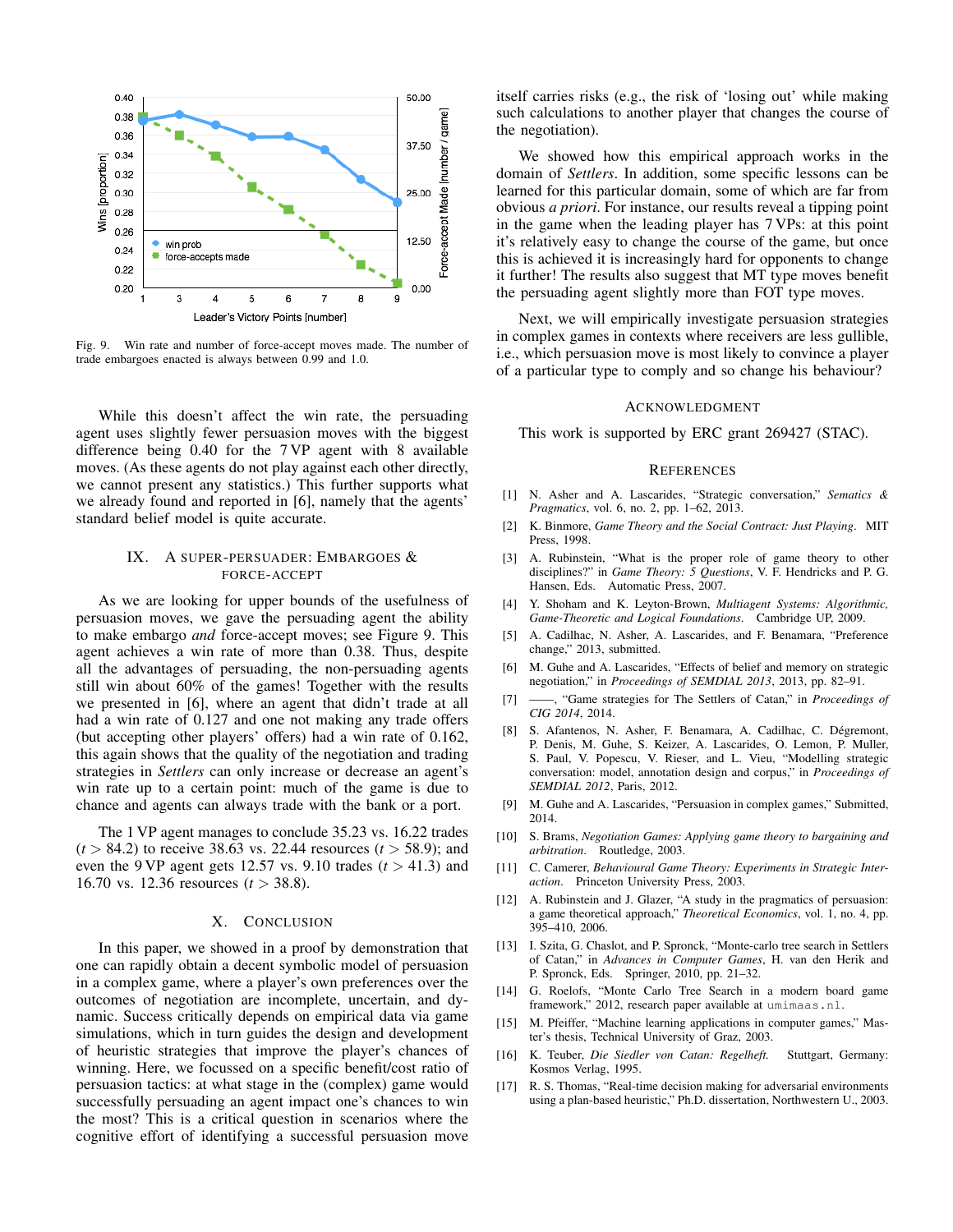0.40
0.38
0.36
0.34
0.32
0.30
0.28
0.26
0.24
0.22
0.20

50.00
37.50
25.00
12.50
0.00

1 3 4 5 6 7 8 9

Wins [proportion]

Force-accept Made [number / game]

Leader's Victory Points [number]

win prob
force-accepts made

Fig. 9. Win rate and number of force-accept moves made. The number of trade embargoes enacted is always between 0.99 and 1.0.

While this doesn't affect the win rate, the persuading agent uses slightly fewer persuasion moves with the biggest difference being 0.40 for the 7 VP agent with 8 available moves. (As these agents do not play against each other directly, we cannot present any statistics.) This further supports what we already found and reported in [6], namely that the agents' standard belief model is quite accurate.

## IX. A Super-Persuader: Embargoes & Force-Accept

As we are looking for upper bounds of the usefulness of persuasion moves, we gave the persuading agent the ability to make embargo *and* force-accept moves; see Figure 9. This agent achieves a win rate of more than 0.38. Thus, despite all the advantages of persuading, the non-persuading agents still win about 60% of the games! Together with the results we presented in [6], where an agent that didn't trade at all had a win rate of 0.127 and one not making any trade offers (but accepting other players' offers) had a win rate of 0.162, this again shows that the quality of the negotiation and trading strategies in *Settlers* can only increase or decrease an agent's win rate up to a certain point: much of the game is due to chance and agents can always trade with the bank or a port.

The 1 VP agent manages to conclude 35.23 vs. 16.22 trades ($t > 84.2$) to receive 38.63 vs. 22.44 resources ($t > 58.9$); and even the 9 VP agent gets 12.57 vs. 9.10 trades ($t > 41.3$) and 16.70 vs. 12.36 resources ($t > 38.8$).

## X. Conclusion

In this paper, we showed in a proof by demonstration that one can rapidly obtain a decent symbolic model of persuasion in a complex game, where a player's own preferences over the outcomes of negotiation are incomplete, uncertain, and dynamic. Success critically depends on empirical data via game simulations, which in turn guides the design and development of heuristic strategies that improve the player's chances of winning. Here, we focussed on a specific benefit/cost ratio of persuasion tactics: at what stage in the (complex) game would successfully persuading an agent impact one's chances to win the most? This is a critical question in scenarios where the cognitive effort of identifying a successful persuasion move itself carries risks (e.g., the risk of 'losing out' while making such calculations to another player that changes the course of the negotiation).

We showed how this empirical approach works in the domain of *Settlers*. In addition, some specific lessons can be learned for this particular domain, some of which are far from obvious *a priori*. For instance, our results reveal a tipping point in the game when the leading player has 7 VPs: at this point it's relatively easy to change the course of the game, but once this is achieved it is increasingly hard for opponents to change it further! The results also suggest that MT type moves benefit the persuading agent slightly more than FOT type moves.

Next, we will empirically investigate persuasion strategies in complex games in contexts where receivers are less gullible, i.e., which persuasion move is most likely to convince a player of a particular type to comply and so change his behaviour?

## Acknowledgment

This work is supported by ERC grant 269427 (STAC).

## References

[1] N. Asher and A. Lascarides, "Strategic conversation," *Sematics & Pragmatics*, vol. 6, no. 2, pp. 1–62, 2013.

[2] K. Binmore, *Game Theory and the Social Contract: Just Playing*. MIT Press, 1998.

[3] A. Rubinstein, "What is the proper role of game theory to other disciplines?" in *Game Theory: 5 Questions*, V. F. Hendricks and P. G. Hansen, Eds. Automatic Press, 2007.

[4] Y. Shoham and K. Leyton-Brown, *Multiagent Systems: Algorithmic, Game-Theoretic and Logical Foundations*. Cambridge UP, 2009.

[5] A. Cadilhac, N. Asher, A. Lascarides, and F. Benamara, "Preference change," 2013, submitted.

[6] M. Guhe and A. Lascarides, "Effects of belief and memory on strategic negotiation," in *Proceedings of SEMDIAL 2013*, 2013, pp. 82–91.

[7] ——, "Game strategies for The Settlers of Catan," in *Proceedings of CIG 2014*, 2014.

[8] S. Afantenos, N. Asher, F. Benamara, A. Cadilhac, C. Dégremont, P. Denis, M. Guhe, S. Keizer, A. Lascarides, O. Lemon, P. Muller, S. Paul, V. Popescu, V. Rieser, and L. Vieu, "Modelling strategic conversation: model, annotation design and corpus," in *Proceedings of SEMDIAL 2012*, Paris, 2012.

[9] M. Guhe and A. Lascarides, "Persuasion in complex games," Submitted, 2014.

[10] S. Brams, *Negotiation Games: Applying game theory to bargaining and arbitration*. Routledge, 2003.

[11] C. Camerer, *Behavioural Game Theory: Experiments in Strategic Interaction*. Princeton University Press, 2003.

[12] A. Rubinstein and J. Glazer, "A study in the pragmatics of persuasion: a game theoretical approach," *Theoretical Economics*, vol. 1, no. 4, pp. 395–410, 2006.

[13] I. Szita, G. Chaslot, and P. Spronck, "Monte-carlo tree search in Settlers of Catan," in *Advances in Computer Games*, H. van den Herik and P. Spronck, Eds. Springer, 2010, pp. 21–32.

[14] G. Roelofs, "Monte Carlo Tree Search in a modern board game framework," 2012, research paper available at `umimaas.nl`.

[15] M. Pfeiffer, "Machine learning applications in computer games," Master's thesis, Technical University of Graz, 2003.

[16] K. Teuber, *Die Siedler von Catan: Regelheft*. Stuttgart, Germany: Kosmos Verlag, 1995.

[17] R. S. Thomas, "Real-time decision making for adversarial environments using a plan-based heuristic," Ph.D. dissertation, Northwestern U., 2003.